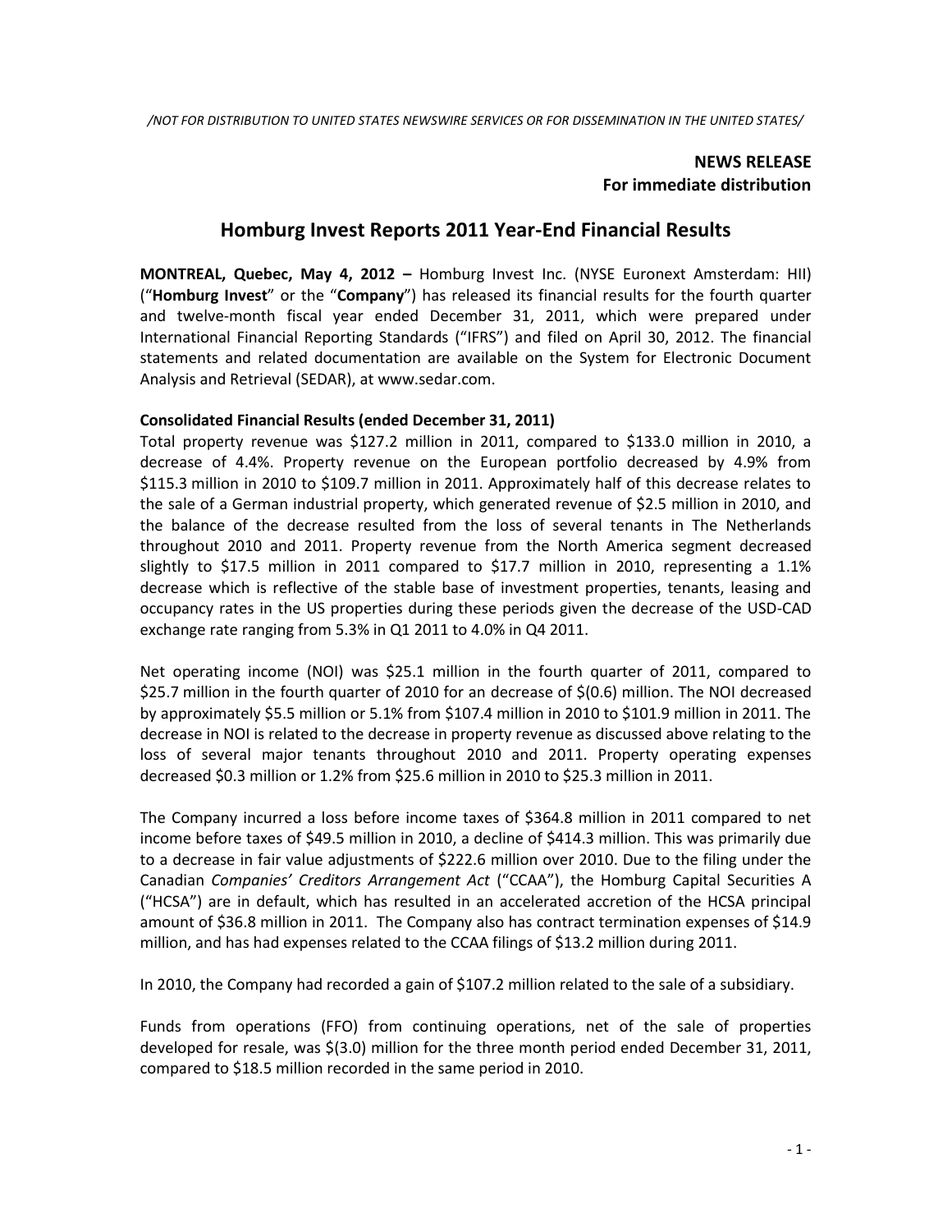/NOT FOR DISTRIBUTION TO UNITED STATES NEWSWIRE SERVICES OR FOR DISSEMINATION IN THE UNITED STATES/

**NEWS RELEASE**
**For immediate distribution**

# Homburg Invest Reports 2011 Year-End Financial Results

**MONTREAL, Quebec, May 4, 2012 –** Homburg Invest Inc. (NYSE Euronext Amsterdam: HII) ("**Homburg Invest**" or the "**Company**") has released its financial results for the fourth quarter and twelve-month fiscal year ended December 31, 2011, which were prepared under International Financial Reporting Standards ("IFRS") and filed on April 30, 2012. The financial statements and related documentation are available on the System for Electronic Document Analysis and Retrieval (SEDAR), at www.sedar.com.

**Consolidated Financial Results (ended December 31, 2011)**

Total property revenue was $127.2 million in 2011, compared to $133.0 million in 2010, a decrease of 4.4%. Property revenue on the European portfolio decreased by 4.9% from $115.3 million in 2010 to $109.7 million in 2011. Approximately half of this decrease relates to the sale of a German industrial property, which generated revenue of $2.5 million in 2010, and the balance of the decrease resulted from the loss of several tenants in The Netherlands throughout 2010 and 2011. Property revenue from the North America segment decreased slightly to $17.5 million in 2011 compared to $17.7 million in 2010, representing a 1.1% decrease which is reflective of the stable base of investment properties, tenants, leasing and occupancy rates in the US properties during these periods given the decrease of the USD-CAD exchange rate ranging from 5.3% in Q1 2011 to 4.0% in Q4 2011.

Net operating income (NOI) was $25.1 million in the fourth quarter of 2011, compared to $25.7 million in the fourth quarter of 2010 for an decrease of $(0.6) million. The NOI decreased by approximately $5.5 million or 5.1% from $107.4 million in 2010 to $101.9 million in 2011. The decrease in NOI is related to the decrease in property revenue as discussed above relating to the loss of several major tenants throughout 2010 and 2011. Property operating expenses decreased $0.3 million or 1.2% from $25.6 million in 2010 to $25.3 million in 2011.

The Company incurred a loss before income taxes of $364.8 million in 2011 compared to net income before taxes of $49.5 million in 2010, a decline of $414.3 million. This was primarily due to a decrease in fair value adjustments of $222.6 million over 2010. Due to the filing under the Canadian *Companies' Creditors Arrangement Act* ("CCAA"), the Homburg Capital Securities A ("HCSA") are in default, which has resulted in an accelerated accretion of the HCSA principal amount of $36.8 million in 2011. The Company also has contract termination expenses of $14.9 million, and has had expenses related to the CCAA filings of $13.2 million during 2011.

In 2010, the Company had recorded a gain of $107.2 million related to the sale of a subsidiary.

Funds from operations (FFO) from continuing operations, net of the sale of properties developed for resale, was $(3.0) million for the three month period ended December 31, 2011, compared to $18.5 million recorded in the same period in 2010.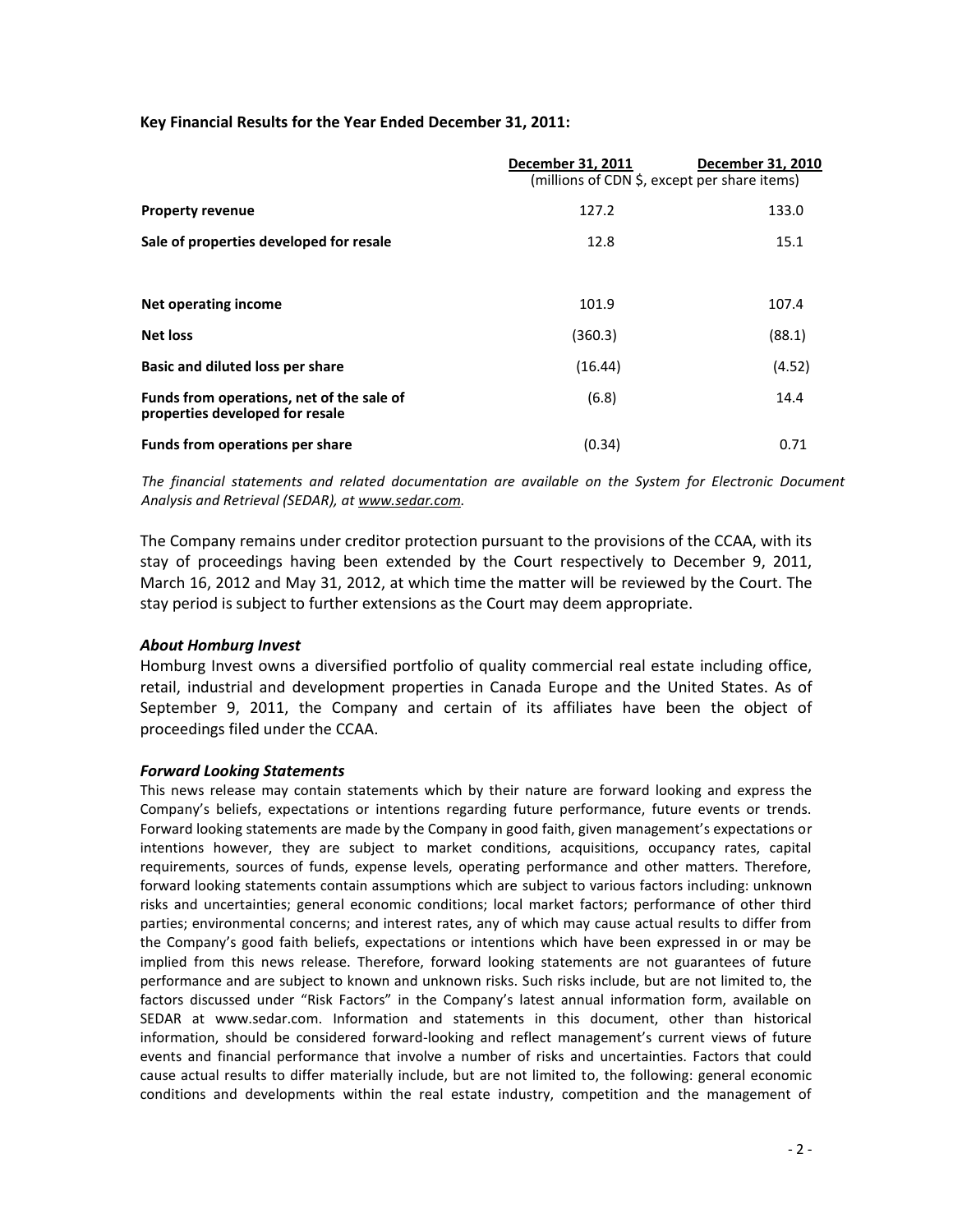**Key Financial Results for the Year Ended December 31, 2011:**

| | December 31, 2011 | December 31, 2010 |
|---|---|---|
| | (millions of CDN $, except per share items) | |
| **Property revenue** | 127.2 | 133.0 |
| **Sale of properties developed for resale** | 12.8 | 15.1 |
| **Net operating income** | 101.9 | 107.4 |
| **Net loss** | (360.3) | (88.1) |
| **Basic and diluted loss per share** | (16.44) | (4.52) |
| **Funds from operations, net of the sale of properties developed for resale** | (6.8) | 14.4 |
| **Funds from operations per share** | (0.34) | 0.71 |

*The financial statements and related documentation are available on the System for Electronic Document Analysis and Retrieval (SEDAR), at www.sedar.com.*

The Company remains under creditor protection pursuant to the provisions of the CCAA, with its stay of proceedings having been extended by the Court respectively to December 9, 2011, March 16, 2012 and May 31, 2012, at which time the matter will be reviewed by the Court. The stay period is subject to further extensions as the Court may deem appropriate.

### *About Homburg Invest*

Homburg Invest owns a diversified portfolio of quality commercial real estate including office, retail, industrial and development properties in Canada Europe and the United States. As of September 9, 2011, the Company and certain of its affiliates have been the object of proceedings filed under the CCAA.

### *Forward Looking Statements*

This news release may contain statements which by their nature are forward looking and express the Company's beliefs, expectations or intentions regarding future performance, future events or trends. Forward looking statements are made by the Company in good faith, given management's expectations or intentions however, they are subject to market conditions, acquisitions, occupancy rates, capital requirements, sources of funds, expense levels, operating performance and other matters. Therefore, forward looking statements contain assumptions which are subject to various factors including: unknown risks and uncertainties; general economic conditions; local market factors; performance of other third parties; environmental concerns; and interest rates, any of which may cause actual results to differ from the Company's good faith beliefs, expectations or intentions which have been expressed in or may be implied from this news release. Therefore, forward looking statements are not guarantees of future performance and are subject to known and unknown risks. Such risks include, but are not limited to, the factors discussed under "Risk Factors" in the Company's latest annual information form, available on SEDAR at www.sedar.com. Information and statements in this document, other than historical information, should be considered forward-looking and reflect management's current views of future events and financial performance that involve a number of risks and uncertainties. Factors that could cause actual results to differ materially include, but are not limited to, the following: general economic conditions and developments within the real estate industry, competition and the management of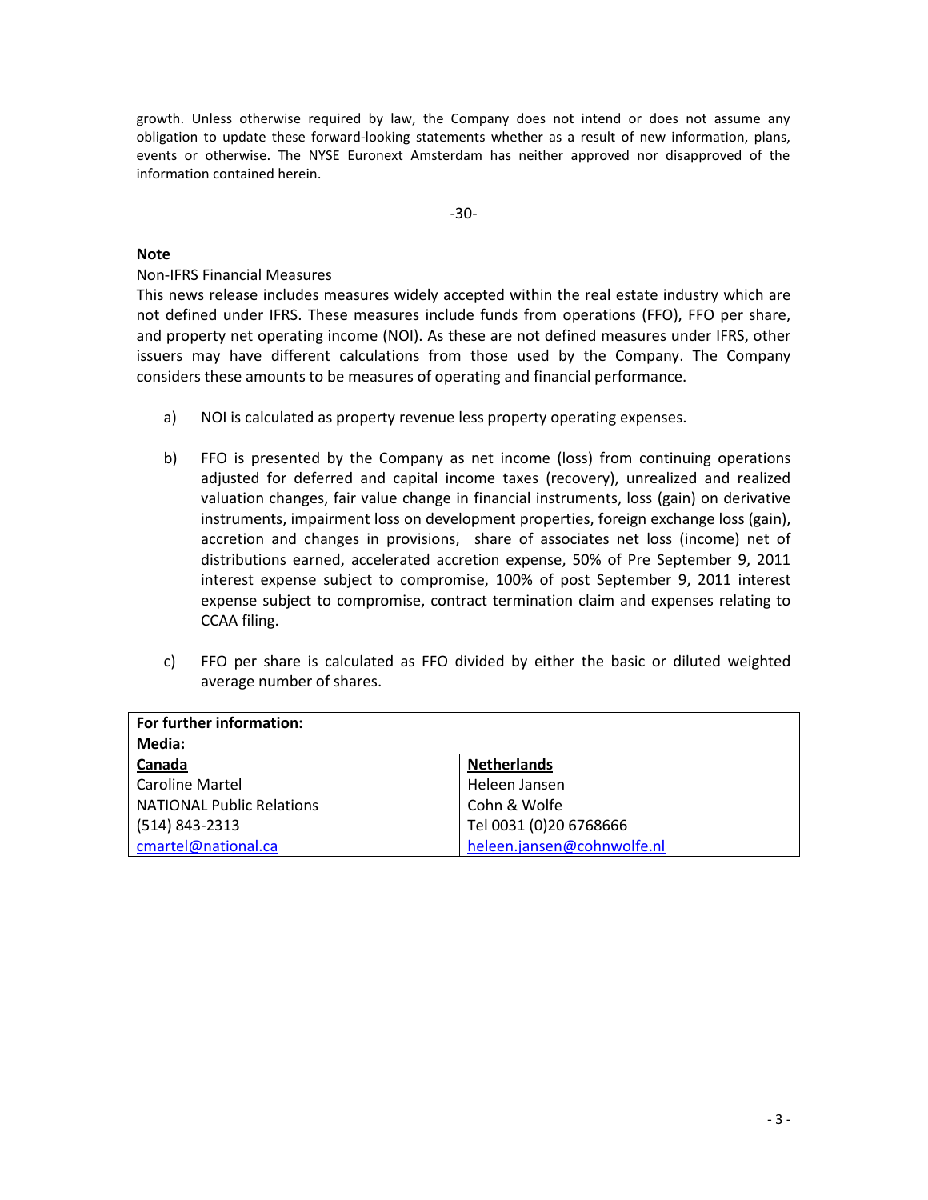growth. Unless otherwise required by law, the Company does not intend or does not assume any obligation to update these forward-looking statements whether as a result of new information, plans, events or otherwise. The NYSE Euronext Amsterdam has neither approved nor disapproved of the information contained herein.

-30-

**Note**

Non-IFRS Financial Measures

This news release includes measures widely accepted within the real estate industry which are not defined under IFRS. These measures include funds from operations (FFO), FFO per share, and property net operating income (NOI). As these are not defined measures under IFRS, other issuers may have different calculations from those used by the Company. The Company considers these amounts to be measures of operating and financial performance.

a) NOI is calculated as property revenue less property operating expenses.

b) FFO is presented by the Company as net income (loss) from continuing operations adjusted for deferred and capital income taxes (recovery), unrealized and realized valuation changes, fair value change in financial instruments, loss (gain) on derivative instruments, impairment loss on development properties, foreign exchange loss (gain), accretion and changes in provisions, share of associates net loss (income) net of distributions earned, accelerated accretion expense, 50% of Pre September 9, 2011 interest expense subject to compromise, 100% of post September 9, 2011 interest expense subject to compromise, contract termination claim and expenses relating to CCAA filing.

c) FFO per share is calculated as FFO divided by either the basic or diluted weighted average number of shares.

| **For further information:**<br>**Media:** | |
|---|---|
| **Canada** | **Netherlands** |
| Caroline Martel | Heleen Jansen |
| NATIONAL Public Relations | Cohn & Wolfe |
| (514) 843-2313 | Tel 0031 (0)20 6768666 |
| cmartel@national.ca | heleen.jansen@cohnwolfe.nl |